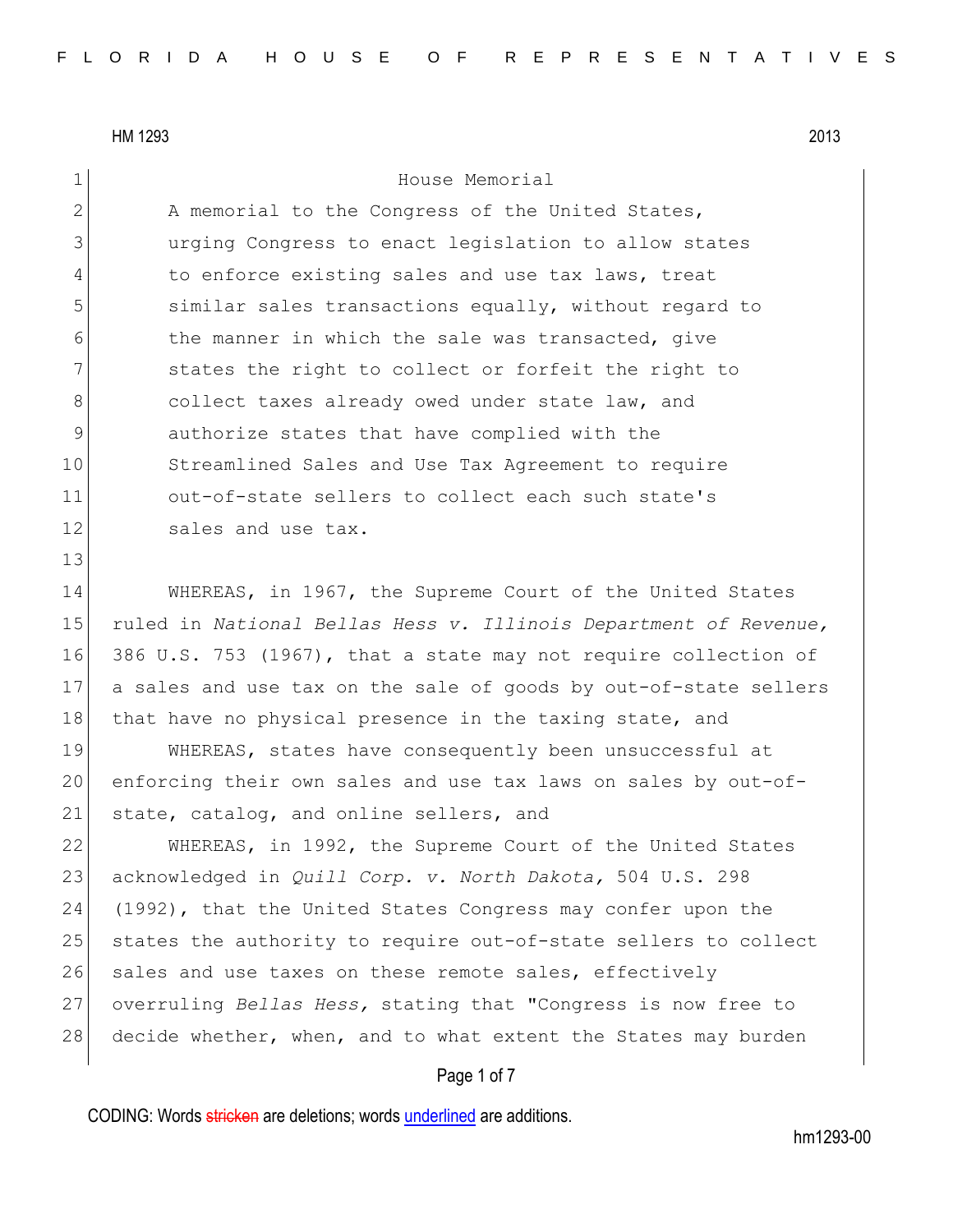HM 1293 2013

# House Memorial

A memorial to the Congress of the United States, urging Congress to enact legislation to allow states to enforce existing sales and use tax laws, treat similar sales transactions equally, without regard to the manner in which the sale was transacted, give states the right to collect or forfeit the right to collect taxes already owed under state law, and authorize states that have complied with the Streamlined Sales and Use Tax Agreement to require out-of-state sellers to collect each such state's sales and use tax.

WHEREAS, in 1967, the Supreme Court of the United States ruled in *National Bellas Hess v. Illinois Department of Revenue,* 386 U.S. 753 (1967), that a state may not require collection of a sales and use tax on the sale of goods by out-of-state sellers that have no physical presence in the taxing state, and

WHEREAS, states have consequently been unsuccessful at enforcing their own sales and use tax laws on sales by out-of-state, catalog, and online sellers, and

WHEREAS, in 1992, the Supreme Court of the United States acknowledged in *Quill Corp. v. North Dakota,* 504 U.S. 298 (1992), that the United States Congress may confer upon the states the authority to require out-of-state sellers to collect sales and use taxes on these remote sales, effectively overruling *Bellas Hess,* stating that "Congress is now free to decide whether, when, and to what extent the States may burden

CODING: Words stricken are deletions; words underlined are additions.

hm1293-00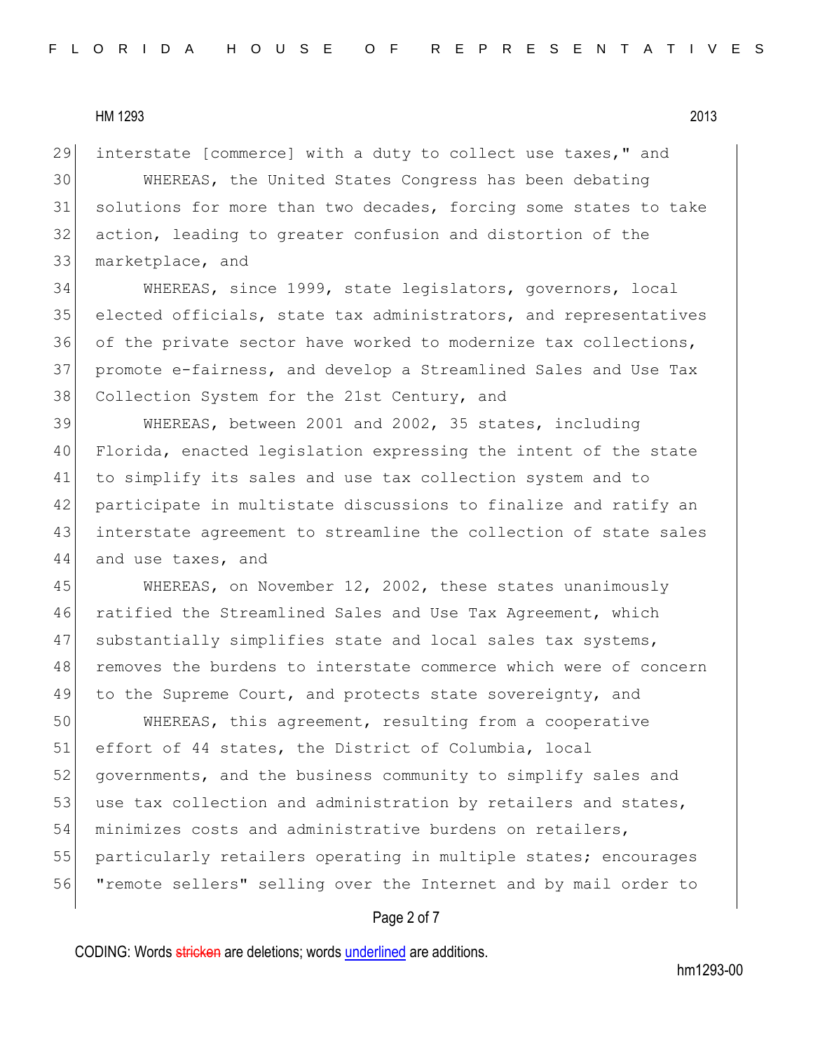interstate [commerce] with a duty to collect use taxes," and

WHEREAS, the United States Congress has been debating solutions for more than two decades, forcing some states to take action, leading to greater confusion and distortion of the marketplace, and

WHEREAS, since 1999, state legislators, governors, local elected officials, state tax administrators, and representatives of the private sector have worked to modernize tax collections, promote e-fairness, and develop a Streamlined Sales and Use Tax Collection System for the 21st Century, and

WHEREAS, between 2001 and 2002, 35 states, including Florida, enacted legislation expressing the intent of the state to simplify its sales and use tax collection system and to participate in multistate discussions to finalize and ratify an interstate agreement to streamline the collection of state sales and use taxes, and

WHEREAS, on November 12, 2002, these states unanimously ratified the Streamlined Sales and Use Tax Agreement, which substantially simplifies state and local sales tax systems, removes the burdens to interstate commerce which were of concern to the Supreme Court, and protects state sovereignty, and

WHEREAS, this agreement, resulting from a cooperative effort of 44 states, the District of Columbia, local governments, and the business community to simplify sales and use tax collection and administration by retailers and states, minimizes costs and administrative burdens on retailers, particularly retailers operating in multiple states; encourages "remote sellers" selling over the Internet and by mail order to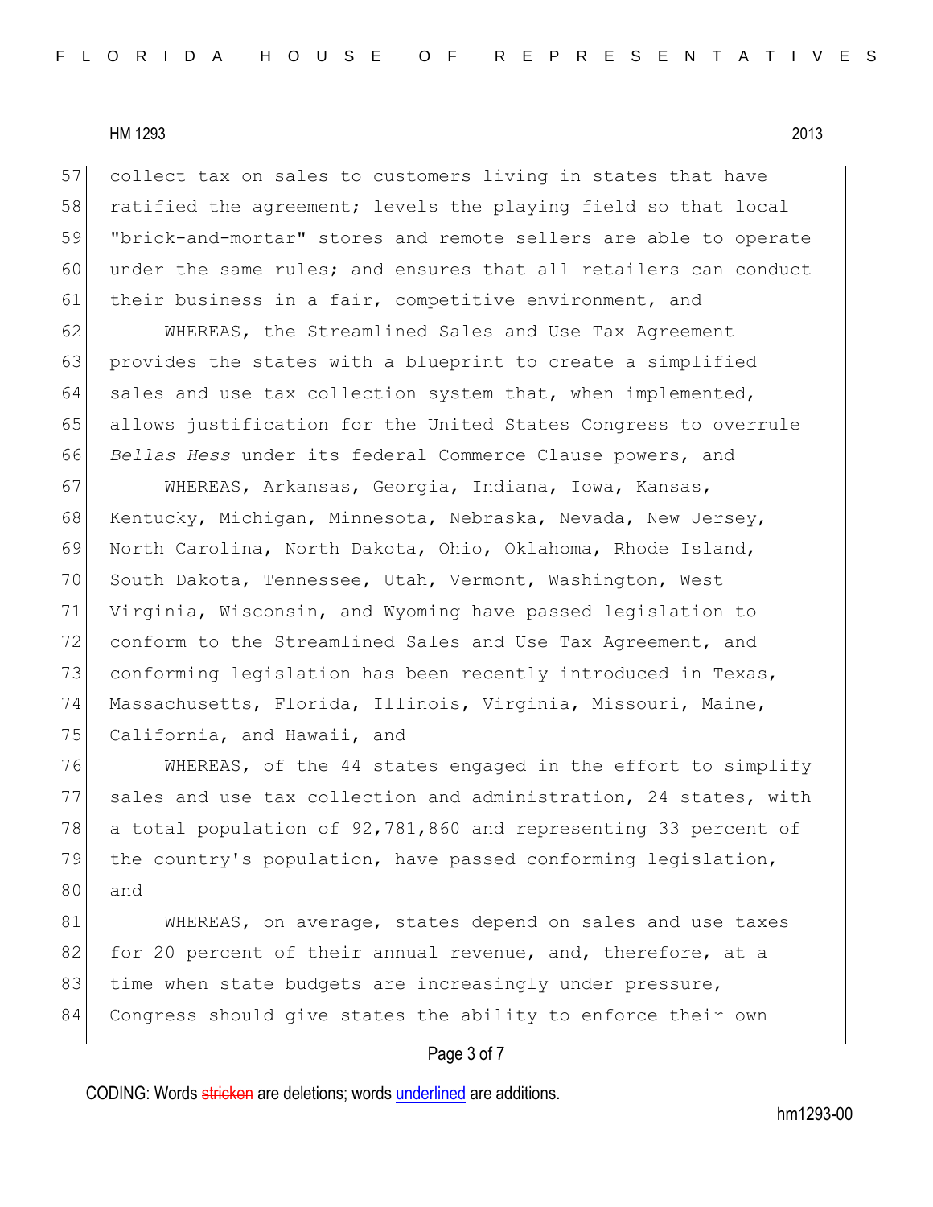collect tax on sales to customers living in states that have ratified the agreement; levels the playing field so that local "brick-and-mortar" stores and remote sellers are able to operate under the same rules; and ensures that all retailers can conduct their business in a fair, competitive environment, and

WHEREAS, the Streamlined Sales and Use Tax Agreement provides the states with a blueprint to create a simplified sales and use tax collection system that, when implemented, allows justification for the United States Congress to overrule *Bellas Hess* under its federal Commerce Clause powers, and

WHEREAS, Arkansas, Georgia, Indiana, Iowa, Kansas, Kentucky, Michigan, Minnesota, Nebraska, Nevada, New Jersey, North Carolina, North Dakota, Ohio, Oklahoma, Rhode Island, South Dakota, Tennessee, Utah, Vermont, Washington, West Virginia, Wisconsin, and Wyoming have passed legislation to conform to the Streamlined Sales and Use Tax Agreement, and conforming legislation has been recently introduced in Texas, Massachusetts, Florida, Illinois, Virginia, Missouri, Maine, California, and Hawaii, and

WHEREAS, of the 44 states engaged in the effort to simplify sales and use tax collection and administration, 24 states, with a total population of 92,781,860 and representing 33 percent of the country's population, have passed conforming legislation, and

WHEREAS, on average, states depend on sales and use taxes for 20 percent of their annual revenue, and, therefore, at a time when state budgets are increasingly under pressure, Congress should give states the ability to enforce their own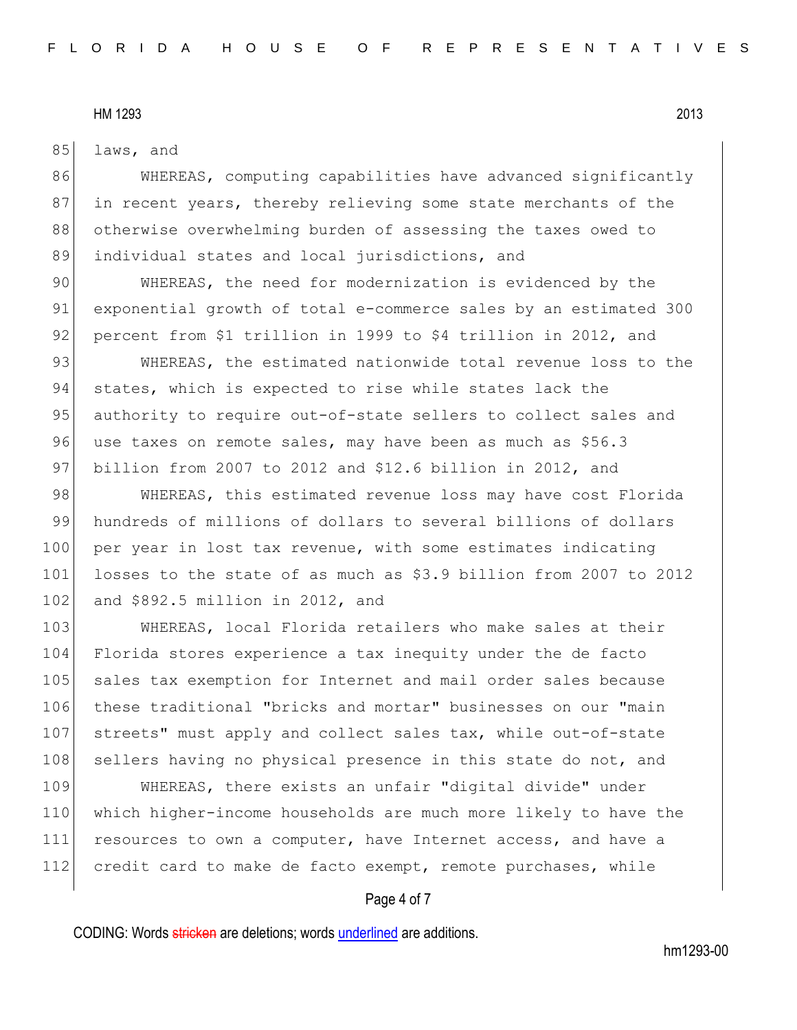laws, and

WHEREAS, computing capabilities have advanced significantly in recent years, thereby relieving some state merchants of the otherwise overwhelming burden of assessing the taxes owed to individual states and local jurisdictions, and

WHEREAS, the need for modernization is evidenced by the exponential growth of total e-commerce sales by an estimated 300 percent from $1 trillion in 1999 to $4 trillion in 2012, and

WHEREAS, the estimated nationwide total revenue loss to the states, which is expected to rise while states lack the authority to require out-of-state sellers to collect sales and use taxes on remote sales, may have been as much as $56.3 billion from 2007 to 2012 and $12.6 billion in 2012, and

WHEREAS, this estimated revenue loss may have cost Florida hundreds of millions of dollars to several billions of dollars per year in lost tax revenue, with some estimates indicating losses to the state of as much as $3.9 billion from 2007 to 2012 and $892.5 million in 2012, and

WHEREAS, local Florida retailers who make sales at their Florida stores experience a tax inequity under the de facto sales tax exemption for Internet and mail order sales because these traditional "bricks and mortar" businesses on our "main streets" must apply and collect sales tax, while out-of-state sellers having no physical presence in this state do not, and

WHEREAS, there exists an unfair "digital divide" under which higher-income households are much more likely to have the resources to own a computer, have Internet access, and have a credit card to make de facto exempt, remote purchases, while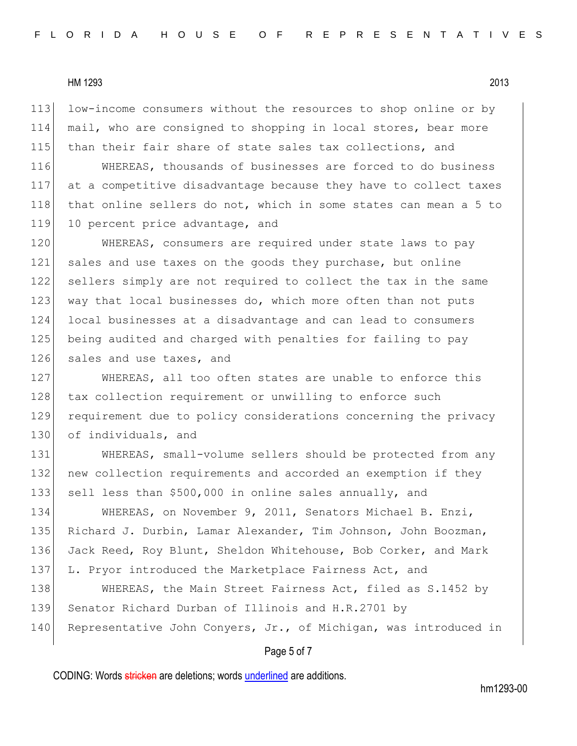low-income consumers without the resources to shop online or by mail, who are consigned to shopping in local stores, bear more than their fair share of state sales tax collections, and

WHEREAS, thousands of businesses are forced to do business at a competitive disadvantage because they have to collect taxes that online sellers do not, which in some states can mean a 5 to 10 percent price advantage, and

WHEREAS, consumers are required under state laws to pay sales and use taxes on the goods they purchase, but online sellers simply are not required to collect the tax in the same way that local businesses do, which more often than not puts local businesses at a disadvantage and can lead to consumers being audited and charged with penalties for failing to pay sales and use taxes, and

WHEREAS, all too often states are unable to enforce this tax collection requirement or unwilling to enforce such requirement due to policy considerations concerning the privacy of individuals, and

WHEREAS, small-volume sellers should be protected from any new collection requirements and accorded an exemption if they sell less than $500,000 in online sales annually, and

WHEREAS, on November 9, 2011, Senators Michael B. Enzi, Richard J. Durbin, Lamar Alexander, Tim Johnson, John Boozman, Jack Reed, Roy Blunt, Sheldon Whitehouse, Bob Corker, and Mark L. Pryor introduced the Marketplace Fairness Act, and

WHEREAS, the Main Street Fairness Act, filed as S.1452 by Senator Richard Durban of Illinois and H.R.2701 by Representative John Conyers, Jr., of Michigan, was introduced in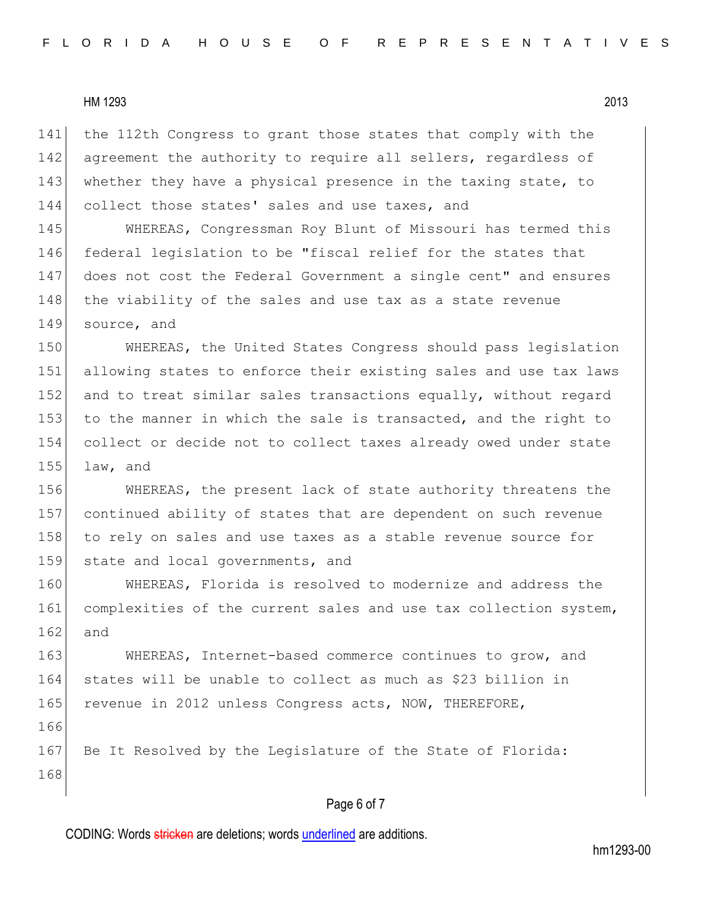the 112th Congress to grant those states that comply with the agreement the authority to require all sellers, regardless of whether they have a physical presence in the taxing state, to collect those states' sales and use taxes, and

WHEREAS, Congressman Roy Blunt of Missouri has termed this federal legislation to be "fiscal relief for the states that does not cost the Federal Government a single cent" and ensures the viability of the sales and use tax as a state revenue source, and

WHEREAS, the United States Congress should pass legislation allowing states to enforce their existing sales and use tax laws and to treat similar sales transactions equally, without regard to the manner in which the sale is transacted, and the right to collect or decide not to collect taxes already owed under state law, and

WHEREAS, the present lack of state authority threatens the continued ability of states that are dependent on such revenue to rely on sales and use taxes as a stable revenue source for state and local governments, and

WHEREAS, Florida is resolved to modernize and address the complexities of the current sales and use tax collection system, and

WHEREAS, Internet-based commerce continues to grow, and states will be unable to collect as much as $23 billion in revenue in 2012 unless Congress acts, NOW, THEREFORE,

Be It Resolved by the Legislature of the State of Florida: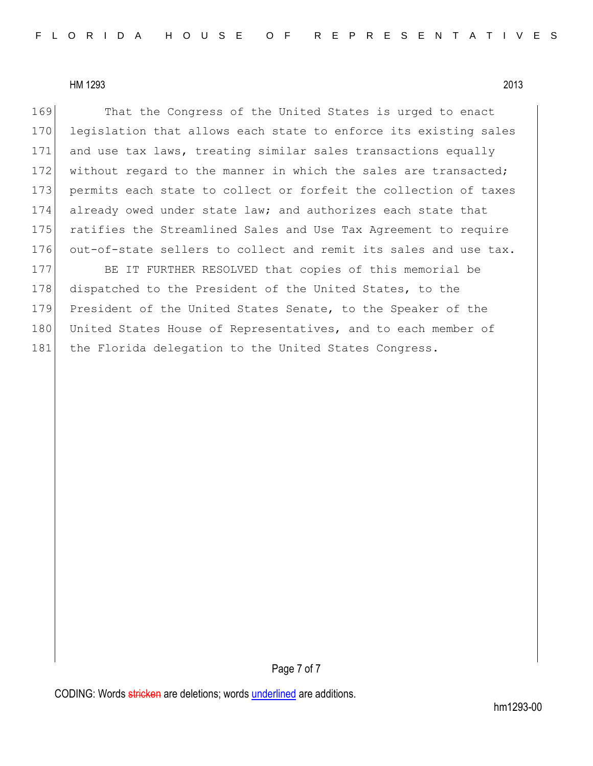That the Congress of the United States is urged to enact legislation that allows each state to enforce its existing sales and use tax laws, treating similar sales transactions equally without regard to the manner in which the sales are transacted; permits each state to collect or forfeit the collection of taxes already owed under state law; and authorizes each state that ratifies the Streamlined Sales and Use Tax Agreement to require out-of-state sellers to collect and remit its sales and use tax.

BE IT FURTHER RESOLVED that copies of this memorial be dispatched to the President of the United States, to the President of the United States Senate, to the Speaker of the United States House of Representatives, and to each member of the Florida delegation to the United States Congress.